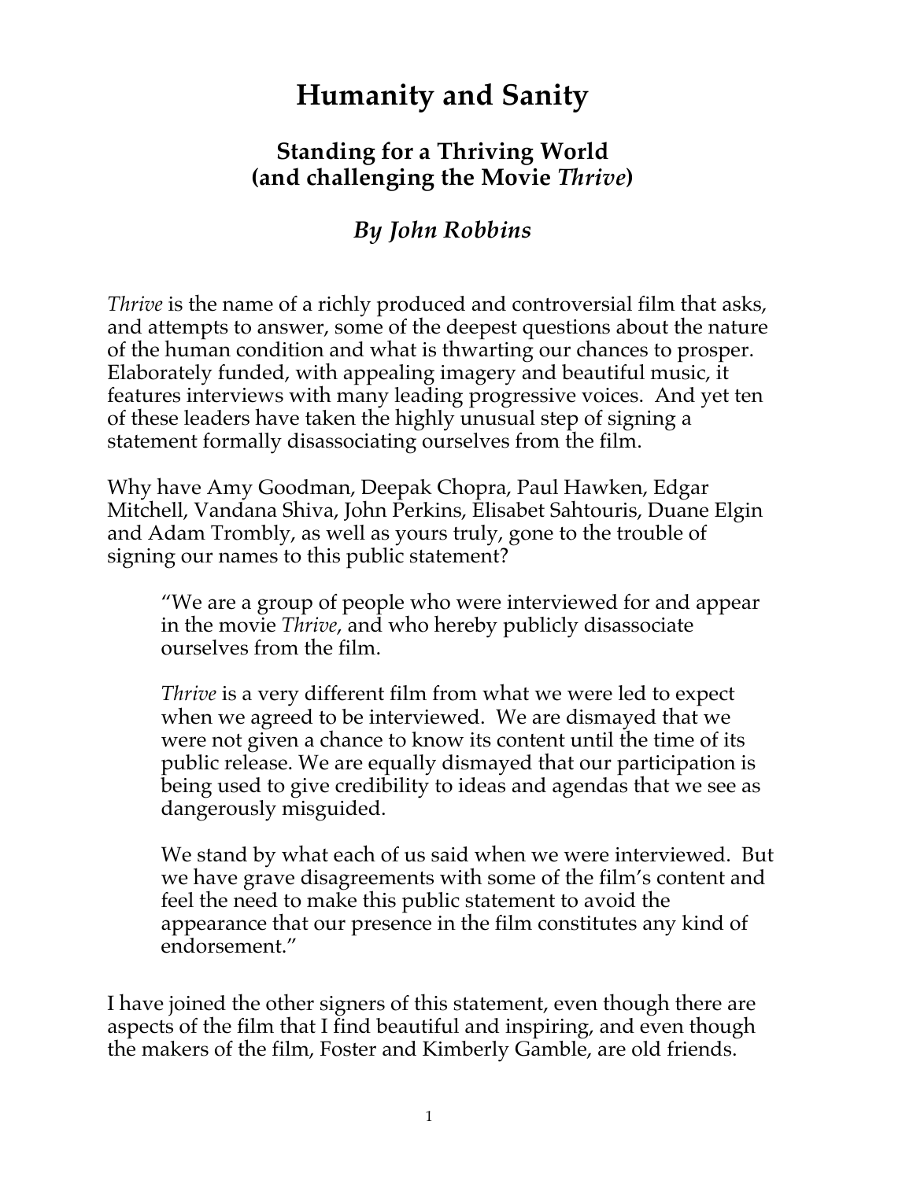# Humanity and Sanity

## Standing for a Thriving World (and challenging the Movie *Thrive*)

### *By John Robbins*

*Thrive* is the name of a richly produced and controversial film that asks, and attempts to answer, some of the deepest questions about the nature of the human condition and what is thwarting our chances to prosper. Elaborately funded, with appealing imagery and beautiful music, it features interviews with many leading progressive voices. And yet ten of these leaders have taken the highly unusual step of signing a statement formally disassociating ourselves from the film.

Why have Amy Goodman, Deepak Chopra, Paul Hawken, Edgar Mitchell, Vandana Shiva, John Perkins, Elisabet Sahtouris, Duane Elgin and Adam Trombly, as well as yours truly, gone to the trouble of signing our names to this public statement?

> "We are a group of people who were interviewed for and appear in the movie *Thrive*, and who hereby publicly disassociate ourselves from the film.
>
> *Thrive* is a very different film from what we were led to expect when we agreed to be interviewed. We are dismayed that we were not given a chance to know its content until the time of its public release. We are equally dismayed that our participation is being used to give credibility to ideas and agendas that we see as dangerously misguided.
>
> We stand by what each of us said when we were interviewed. But we have grave disagreements with some of the film's content and feel the need to make this public statement to avoid the appearance that our presence in the film constitutes any kind of endorsement."

I have joined the other signers of this statement, even though there are aspects of the film that I find beautiful and inspiring, and even though the makers of the film, Foster and Kimberly Gamble, are old friends.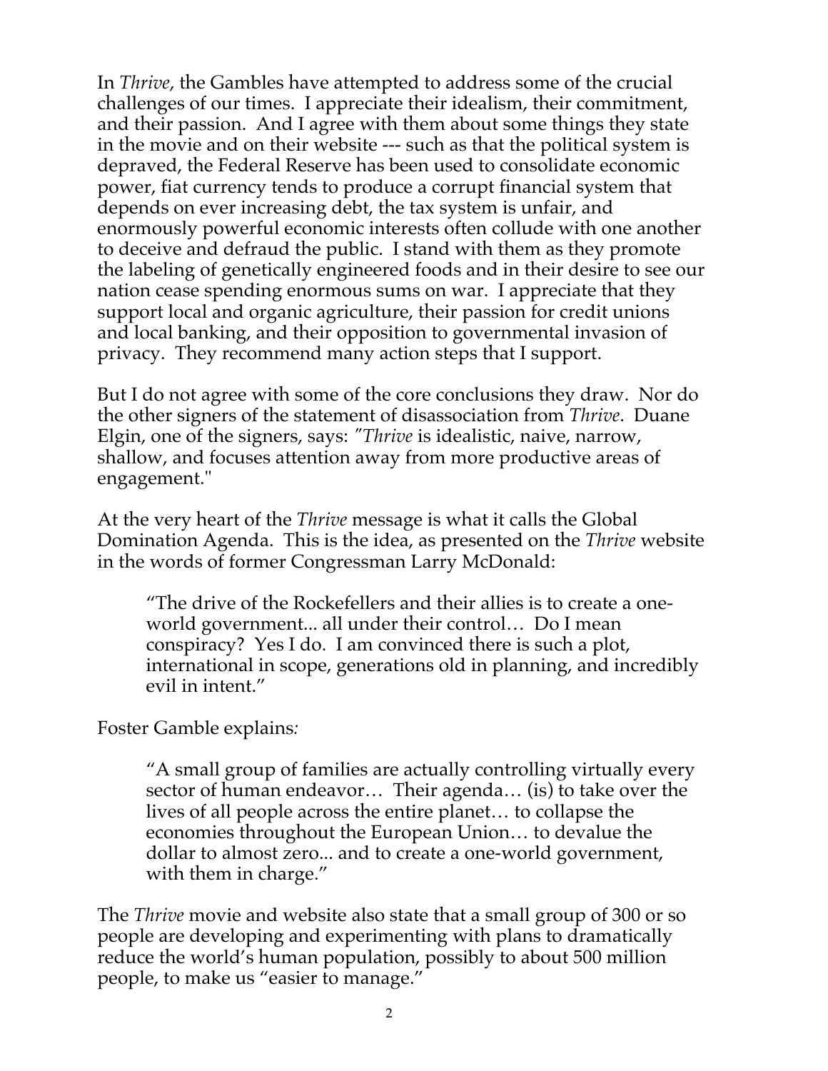In *Thrive*, the Gambles have attempted to address some of the crucial challenges of our times. I appreciate their idealism, their commitment, and their passion. And I agree with them about some things they state in the movie and on their website --- such as that the political system is depraved, the Federal Reserve has been used to consolidate economic power, fiat currency tends to produce a corrupt financial system that depends on ever increasing debt, the tax system is unfair, and enormously powerful economic interests often collude with one another to deceive and defraud the public. I stand with them as they promote the labeling of genetically engineered foods and in their desire to see our nation cease spending enormous sums on war. I appreciate that they support local and organic agriculture, their passion for credit unions and local banking, and their opposition to governmental invasion of privacy. They recommend many action steps that I support.

But I do not agree with some of the core conclusions they draw. Nor do the other signers of the statement of disassociation from *Thrive*. Duane Elgin, one of the signers, says: "*Thrive* is idealistic, naive, narrow, shallow, and focuses attention away from more productive areas of engagement."

At the very heart of the *Thrive* message is what it calls the Global Domination Agenda. This is the idea, as presented on the *Thrive* website in the words of former Congressman Larry McDonald:

> "The drive of the Rockefellers and their allies is to create a one-world government... all under their control… Do I mean conspiracy? Yes I do. I am convinced there is such a plot, international in scope, generations old in planning, and incredibly evil in intent."

Foster Gamble explains*:*

> "A small group of families are actually controlling virtually every sector of human endeavor… Their agenda… (is) to take over the lives of all people across the entire planet… to collapse the economies throughout the European Union… to devalue the dollar to almost zero... and to create a one-world government, with them in charge."

The *Thrive* movie and website also state that a small group of 300 or so people are developing and experimenting with plans to dramatically reduce the world's human population, possibly to about 500 million people, to make us "easier to manage."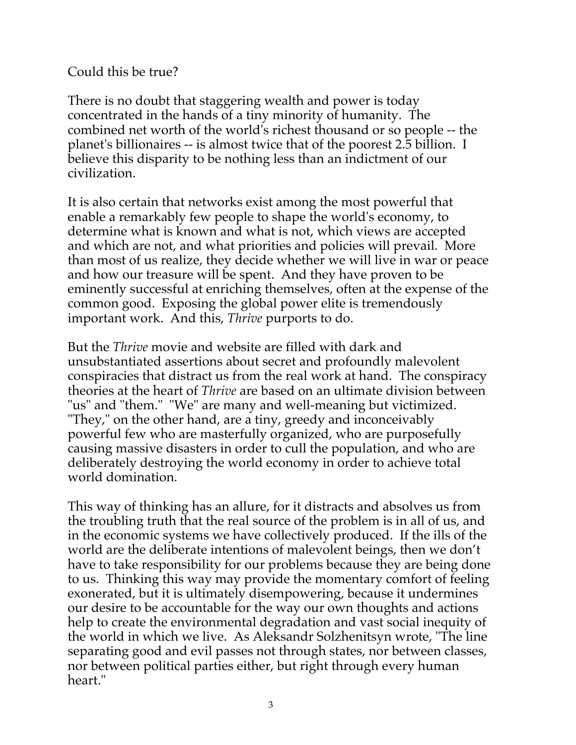Could this be true?

There is no doubt that staggering wealth and power is today concentrated in the hands of a tiny minority of humanity. The combined net worth of the world's richest thousand or so people -- the planet's billionaires -- is almost twice that of the poorest 2.5 billion. I believe this disparity to be nothing less than an indictment of our civilization.

It is also certain that networks exist among the most powerful that enable a remarkably few people to shape the world's economy, to determine what is known and what is not, which views are accepted and which are not, and what priorities and policies will prevail. More than most of us realize, they decide whether we will live in war or peace and how our treasure will be spent. And they have proven to be eminently successful at enriching themselves, often at the expense of the common good. Exposing the global power elite is tremendously important work. And this, *Thrive* purports to do.

But the *Thrive* movie and website are filled with dark and unsubstantiated assertions about secret and profoundly malevolent conspiracies that distract us from the real work at hand. The conspiracy theories at the heart of *Thrive* are based on an ultimate division between "us" and "them." "We" are many and well-meaning but victimized. "They," on the other hand, are a tiny, greedy and inconceivably powerful few who are masterfully organized, who are purposefully causing massive disasters in order to cull the population, and who are deliberately destroying the world economy in order to achieve total world domination.

This way of thinking has an allure, for it distracts and absolves us from the troubling truth that the real source of the problem is in all of us, and in the economic systems we have collectively produced. If the ills of the world are the deliberate intentions of malevolent beings, then we don't have to take responsibility for our problems because they are being done to us. Thinking this way may provide the momentary comfort of feeling exonerated, but it is ultimately disempowering, because it undermines our desire to be accountable for the way our own thoughts and actions help to create the environmental degradation and vast social inequity of the world in which we live. As Aleksandr Solzhenitsyn wrote, "The line separating good and evil passes not through states, nor between classes, nor between political parties either, but right through every human heart."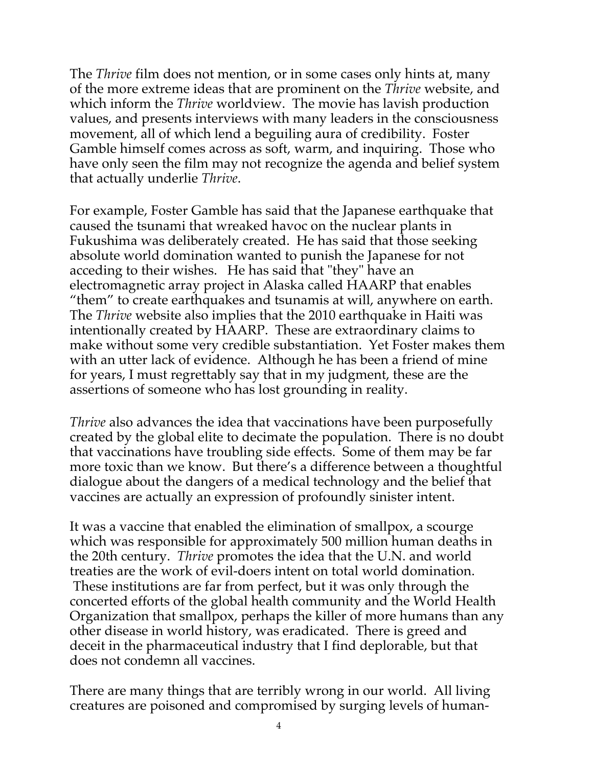The *Thrive* film does not mention, or in some cases only hints at, many of the more extreme ideas that are prominent on the *Thrive* website, and which inform the *Thrive* worldview. The movie has lavish production values, and presents interviews with many leaders in the consciousness movement, all of which lend a beguiling aura of credibility. Foster Gamble himself comes across as soft, warm, and inquiring. Those who have only seen the film may not recognize the agenda and belief system that actually underlie *Thrive*.

For example, Foster Gamble has said that the Japanese earthquake that caused the tsunami that wreaked havoc on the nuclear plants in Fukushima was deliberately created. He has said that those seeking absolute world domination wanted to punish the Japanese for not acceding to their wishes. He has said that "they" have an electromagnetic array project in Alaska called HAARP that enables "them" to create earthquakes and tsunamis at will, anywhere on earth. The *Thrive* website also implies that the 2010 earthquake in Haiti was intentionally created by HAARP. These are extraordinary claims to make without some very credible substantiation. Yet Foster makes them with an utter lack of evidence. Although he has been a friend of mine for years, I must regrettably say that in my judgment, these are the assertions of someone who has lost grounding in reality.

*Thrive* also advances the idea that vaccinations have been purposefully created by the global elite to decimate the population. There is no doubt that vaccinations have troubling side effects. Some of them may be far more toxic than we know. But there's a difference between a thoughtful dialogue about the dangers of a medical technology and the belief that vaccines are actually an expression of profoundly sinister intent.

It was a vaccine that enabled the elimination of smallpox, a scourge which was responsible for approximately 500 million human deaths in the 20th century. *Thrive* promotes the idea that the U.N. and world treaties are the work of evil-doers intent on total world domination. These institutions are far from perfect, but it was only through the concerted efforts of the global health community and the World Health Organization that smallpox, perhaps the killer of more humans than any other disease in world history, was eradicated. There is greed and deceit in the pharmaceutical industry that I find deplorable, but that does not condemn all vaccines.

There are many things that are terribly wrong in our world. All living creatures are poisoned and compromised by surging levels of human-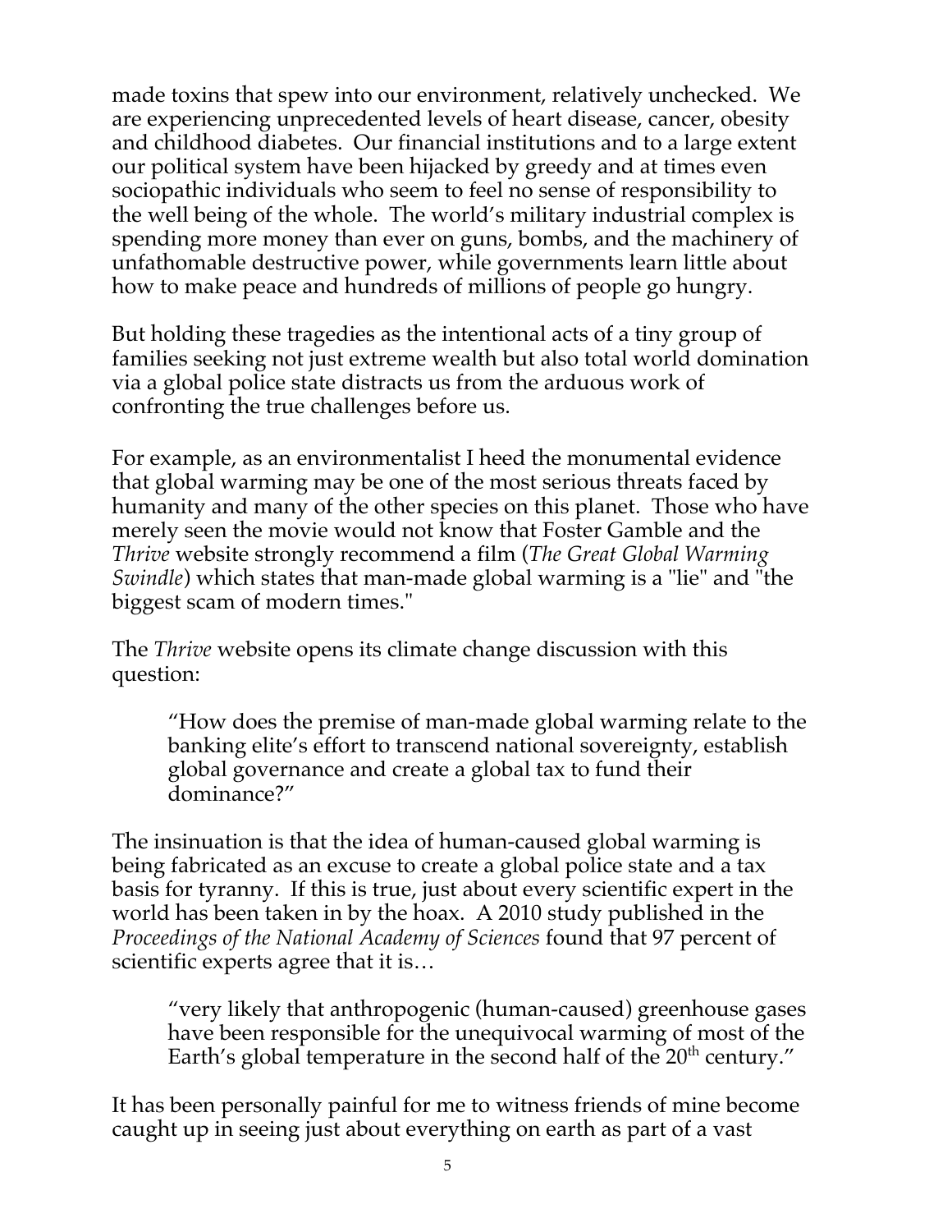made toxins that spew into our environment, relatively unchecked. We are experiencing unprecedented levels of heart disease, cancer, obesity and childhood diabetes. Our financial institutions and to a large extent our political system have been hijacked by greedy and at times even sociopathic individuals who seem to feel no sense of responsibility to the well being of the whole. The world's military industrial complex is spending more money than ever on guns, bombs, and the machinery of unfathomable destructive power, while governments learn little about how to make peace and hundreds of millions of people go hungry.

But holding these tragedies as the intentional acts of a tiny group of families seeking not just extreme wealth but also total world domination via a global police state distracts us from the arduous work of confronting the true challenges before us.

For example, as an environmentalist I heed the monumental evidence that global warming may be one of the most serious threats faced by humanity and many of the other species on this planet. Those who have merely seen the movie would not know that Foster Gamble and the *Thrive* website strongly recommend a film (*The Great Global Warming Swindle*) which states that man-made global warming is a "lie" and "the biggest scam of modern times."

The *Thrive* website opens its climate change discussion with this question:

> "How does the premise of man-made global warming relate to the banking elite's effort to transcend national sovereignty, establish global governance and create a global tax to fund their dominance?"

The insinuation is that the idea of human-caused global warming is being fabricated as an excuse to create a global police state and a tax basis for tyranny. If this is true, just about every scientific expert in the world has been taken in by the hoax. A 2010 study published in the *Proceedings of the National Academy of Sciences* found that 97 percent of scientific experts agree that it is…

> "very likely that anthropogenic (human-caused) greenhouse gases have been responsible for the unequivocal warming of most of the Earth's global temperature in the second half of the 20th century."

It has been personally painful for me to witness friends of mine become caught up in seeing just about everything on earth as part of a vast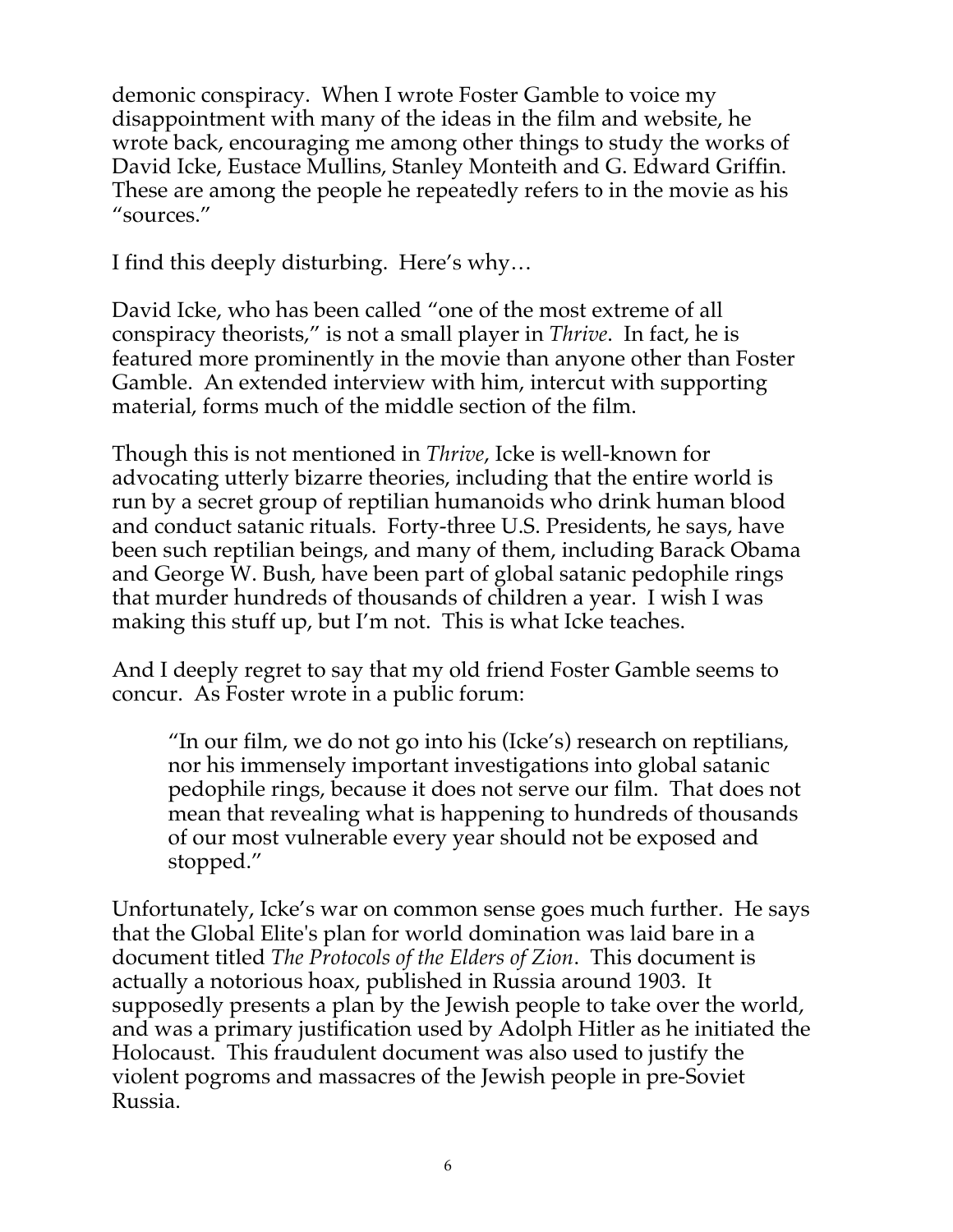demonic conspiracy. When I wrote Foster Gamble to voice my disappointment with many of the ideas in the film and website, he wrote back, encouraging me among other things to study the works of David Icke, Eustace Mullins, Stanley Monteith and G. Edward Griffin. These are among the people he repeatedly refers to in the movie as his "sources."

I find this deeply disturbing. Here's why…

David Icke, who has been called "one of the most extreme of all conspiracy theorists," is not a small player in *Thrive*. In fact, he is featured more prominently in the movie than anyone other than Foster Gamble. An extended interview with him, intercut with supporting material, forms much of the middle section of the film.

Though this is not mentioned in *Thrive*, Icke is well-known for advocating utterly bizarre theories, including that the entire world is run by a secret group of reptilian humanoids who drink human blood and conduct satanic rituals. Forty-three U.S. Presidents, he says, have been such reptilian beings, and many of them, including Barack Obama and George W. Bush, have been part of global satanic pedophile rings that murder hundreds of thousands of children a year. I wish I was making this stuff up, but I'm not. This is what Icke teaches.

And I deeply regret to say that my old friend Foster Gamble seems to concur. As Foster wrote in a public forum:

> "In our film, we do not go into his (Icke's) research on reptilians, nor his immensely important investigations into global satanic pedophile rings, because it does not serve our film. That does not mean that revealing what is happening to hundreds of thousands of our most vulnerable every year should not be exposed and stopped."

Unfortunately, Icke's war on common sense goes much further. He says that the Global Elite's plan for world domination was laid bare in a document titled *The Protocols of the Elders of Zion*. This document is actually a notorious hoax, published in Russia around 1903. It supposedly presents a plan by the Jewish people to take over the world, and was a primary justification used by Adolph Hitler as he initiated the Holocaust. This fraudulent document was also used to justify the violent pogroms and massacres of the Jewish people in pre-Soviet Russia.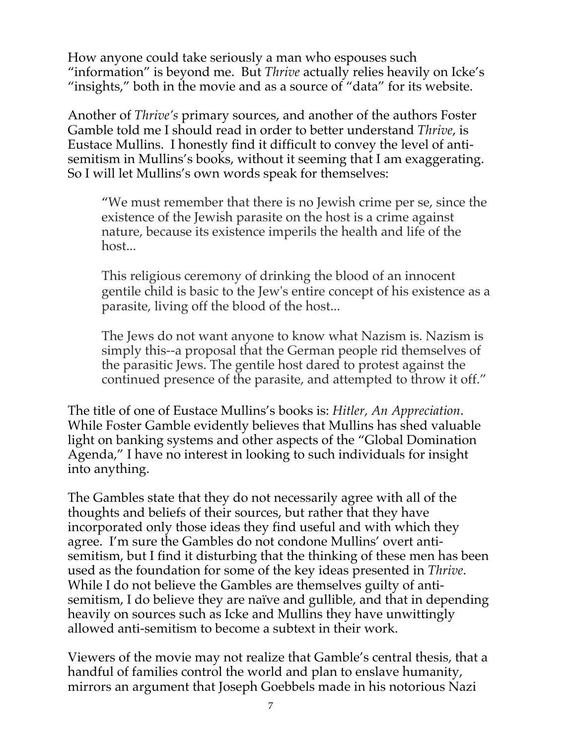How anyone could take seriously a man who espouses such "information" is beyond me. But *Thrive* actually relies heavily on Icke's "insights," both in the movie and as a source of "data" for its website.

Another of *Thrive's* primary sources, and another of the authors Foster Gamble told me I should read in order to better understand *Thrive*, is Eustace Mullins. I honestly find it difficult to convey the level of anti-semitism in Mullins's books, without it seeming that I am exaggerating. So I will let Mullins's own words speak for themselves:

> "We must remember that there is no Jewish crime per se, since the existence of the Jewish parasite on the host is a crime against nature, because its existence imperils the health and life of the host...
>
> This religious ceremony of drinking the blood of an innocent gentile child is basic to the Jew's entire concept of his existence as a parasite, living off the blood of the host...
>
> The Jews do not want anyone to know what Nazism is. Nazism is simply this--a proposal that the German people rid themselves of the parasitic Jews. The gentile host dared to protest against the continued presence of the parasite, and attempted to throw it off."

The title of one of Eustace Mullins's books is: *Hitler, An Appreciation*. While Foster Gamble evidently believes that Mullins has shed valuable light on banking systems and other aspects of the "Global Domination Agenda," I have no interest in looking to such individuals for insight into anything.

The Gambles state that they do not necessarily agree with all of the thoughts and beliefs of their sources, but rather that they have incorporated only those ideas they find useful and with which they agree. I'm sure the Gambles do not condone Mullins' overt anti-semitism, but I find it disturbing that the thinking of these men has been used as the foundation for some of the key ideas presented in *Thrive*. While I do not believe the Gambles are themselves guilty of anti-semitism, I do believe they are naïve and gullible, and that in depending heavily on sources such as Icke and Mullins they have unwittingly allowed anti-semitism to become a subtext in their work.

Viewers of the movie may not realize that Gamble's central thesis, that a handful of families control the world and plan to enslave humanity, mirrors an argument that Joseph Goebbels made in his notorious Nazi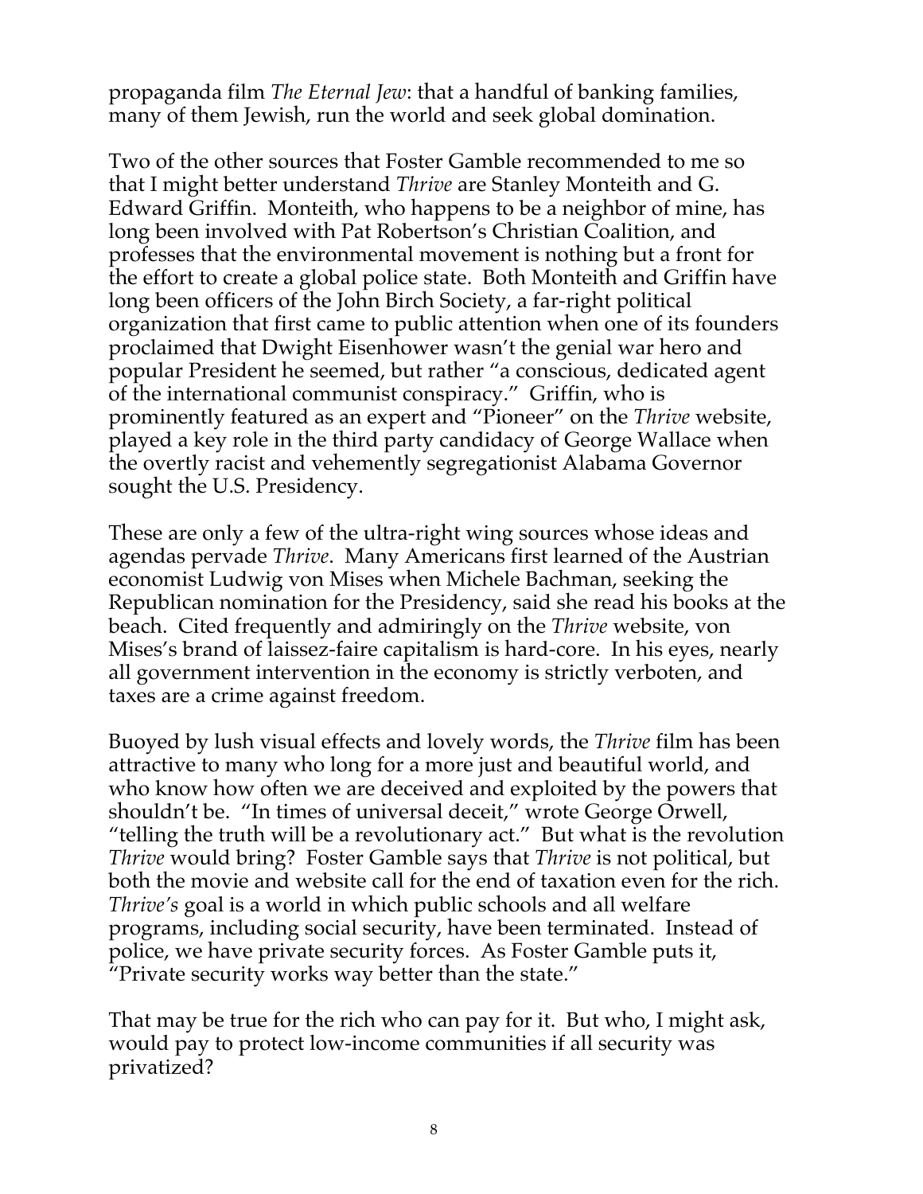propaganda film *The Eternal Jew*: that a handful of banking families, many of them Jewish, run the world and seek global domination.

Two of the other sources that Foster Gamble recommended to me so that I might better understand *Thrive* are Stanley Monteith and G. Edward Griffin. Monteith, who happens to be a neighbor of mine, has long been involved with Pat Robertson's Christian Coalition, and professes that the environmental movement is nothing but a front for the effort to create a global police state. Both Monteith and Griffin have long been officers of the John Birch Society, a far-right political organization that first came to public attention when one of its founders proclaimed that Dwight Eisenhower wasn't the genial war hero and popular President he seemed, but rather "a conscious, dedicated agent of the international communist conspiracy." Griffin, who is prominently featured as an expert and "Pioneer" on the *Thrive* website, played a key role in the third party candidacy of George Wallace when the overtly racist and vehemently segregationist Alabama Governor sought the U.S. Presidency.

These are only a few of the ultra-right wing sources whose ideas and agendas pervade *Thrive*. Many Americans first learned of the Austrian economist Ludwig von Mises when Michele Bachman, seeking the Republican nomination for the Presidency, said she read his books at the beach. Cited frequently and admiringly on the *Thrive* website, von Mises's brand of laissez-faire capitalism is hard-core. In his eyes, nearly all government intervention in the economy is strictly verboten, and taxes are a crime against freedom.

Buoyed by lush visual effects and lovely words, the *Thrive* film has been attractive to many who long for a more just and beautiful world, and who know how often we are deceived and exploited by the powers that shouldn't be. "In times of universal deceit," wrote George Orwell, "telling the truth will be a revolutionary act." But what is the revolution *Thrive* would bring? Foster Gamble says that *Thrive* is not political, but both the movie and website call for the end of taxation even for the rich. *Thrive's* goal is a world in which public schools and all welfare programs, including social security, have been terminated. Instead of police, we have private security forces. As Foster Gamble puts it, "Private security works way better than the state."

That may be true for the rich who can pay for it. But who, I might ask, would pay to protect low-income communities if all security was privatized?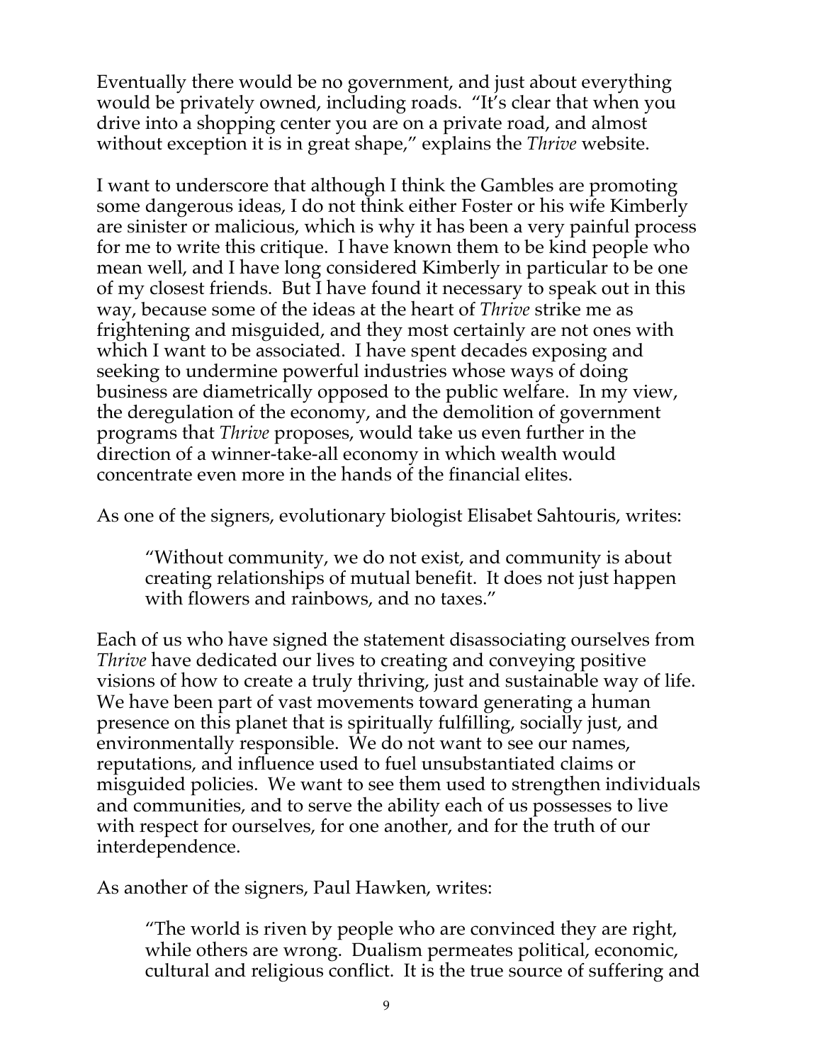Eventually there would be no government, and just about everything would be privately owned, including roads. "It's clear that when you drive into a shopping center you are on a private road, and almost without exception it is in great shape," explains the *Thrive* website.

I want to underscore that although I think the Gambles are promoting some dangerous ideas, I do not think either Foster or his wife Kimberly are sinister or malicious, which is why it has been a very painful process for me to write this critique. I have known them to be kind people who mean well, and I have long considered Kimberly in particular to be one of my closest friends. But I have found it necessary to speak out in this way, because some of the ideas at the heart of *Thrive* strike me as frightening and misguided, and they most certainly are not ones with which I want to be associated. I have spent decades exposing and seeking to undermine powerful industries whose ways of doing business are diametrically opposed to the public welfare. In my view, the deregulation of the economy, and the demolition of government programs that *Thrive* proposes, would take us even further in the direction of a winner-take-all economy in which wealth would concentrate even more in the hands of the financial elites.

As one of the signers, evolutionary biologist Elisabet Sahtouris, writes:

> "Without community, we do not exist, and community is about creating relationships of mutual benefit. It does not just happen with flowers and rainbows, and no taxes."

Each of us who have signed the statement disassociating ourselves from *Thrive* have dedicated our lives to creating and conveying positive visions of how to create a truly thriving, just and sustainable way of life. We have been part of vast movements toward generating a human presence on this planet that is spiritually fulfilling, socially just, and environmentally responsible. We do not want to see our names, reputations, and influence used to fuel unsubstantiated claims or misguided policies. We want to see them used to strengthen individuals and communities, and to serve the ability each of us possesses to live with respect for ourselves, for one another, and for the truth of our interdependence.

As another of the signers, Paul Hawken, writes:

> "The world is riven by people who are convinced they are right, while others are wrong. Dualism permeates political, economic, cultural and religious conflict. It is the true source of suffering and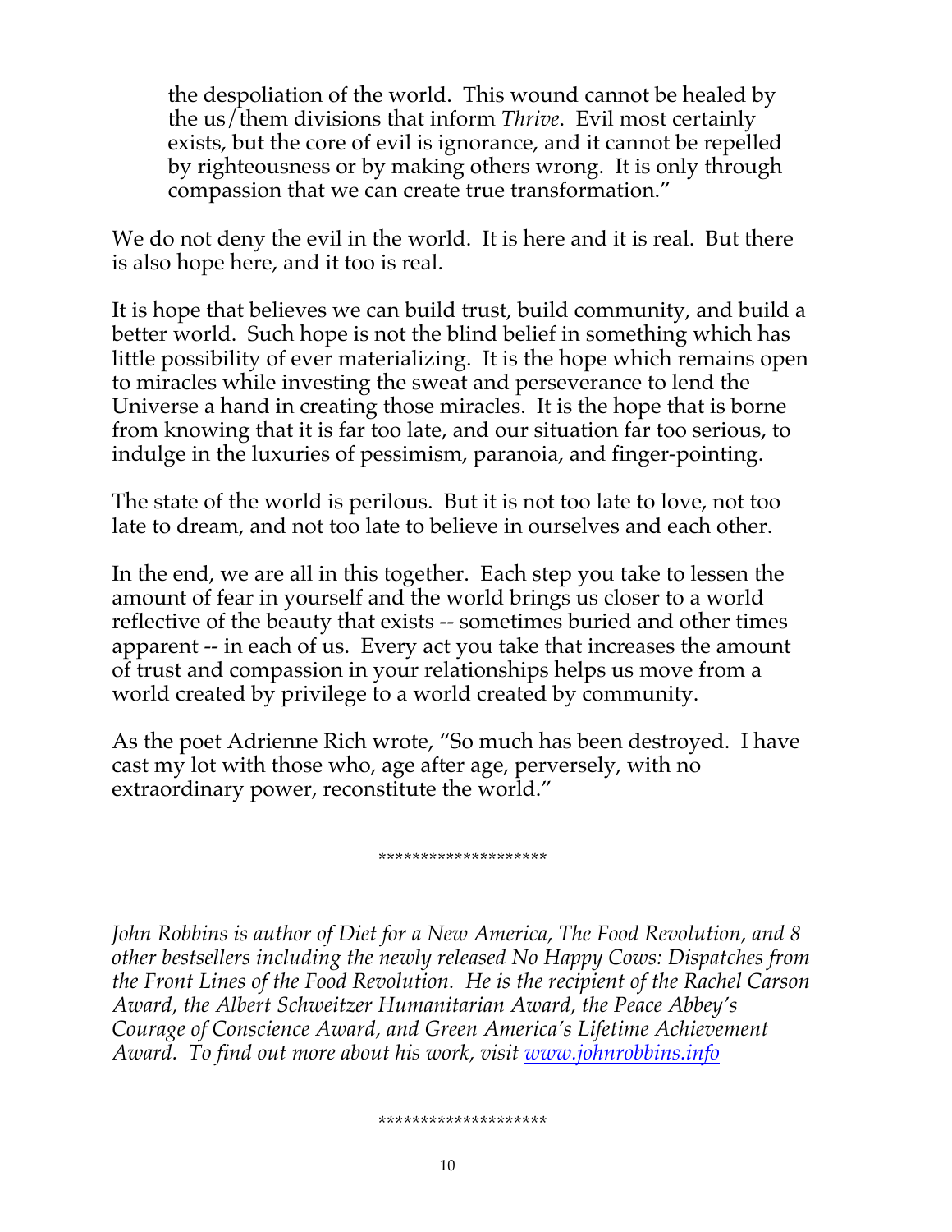> the despoliation of the world. This wound cannot be healed by the us/them divisions that inform *Thrive*. Evil most certainly exists, but the core of evil is ignorance, and it cannot be repelled by righteousness or by making others wrong. It is only through compassion that we can create true transformation."

We do not deny the evil in the world. It is here and it is real. But there is also hope here, and it too is real.

It is hope that believes we can build trust, build community, and build a better world. Such hope is not the blind belief in something which has little possibility of ever materializing. It is the hope which remains open to miracles while investing the sweat and perseverance to lend the Universe a hand in creating those miracles. It is the hope that is borne from knowing that it is far too late, and our situation far too serious, to indulge in the luxuries of pessimism, paranoia, and finger-pointing.

The state of the world is perilous. But it is not too late to love, not too late to dream, and not too late to believe in ourselves and each other.

In the end, we are all in this together. Each step you take to lessen the amount of fear in yourself and the world brings us closer to a world reflective of the beauty that exists -- sometimes buried and other times apparent -- in each of us. Every act you take that increases the amount of trust and compassion in your relationships helps us move from a world created by privilege to a world created by community.

As the poet Adrienne Rich wrote, "So much has been destroyed. I have cast my lot with those who, age after age, perversely, with no extraordinary power, reconstitute the world."

*******************

*John Robbins is author of Diet for a New America, The Food Revolution, and 8 other bestsellers including the newly released No Happy Cows: Dispatches from the Front Lines of the Food Revolution. He is the recipient of the Rachel Carson Award, the Albert Schweitzer Humanitarian Award, the Peace Abbey's Courage of Conscience Award, and Green America's Lifetime Achievement Award. To find out more about his work, visit [www.johnrobbins.info](http://www.johnrobbins.info)*

*******************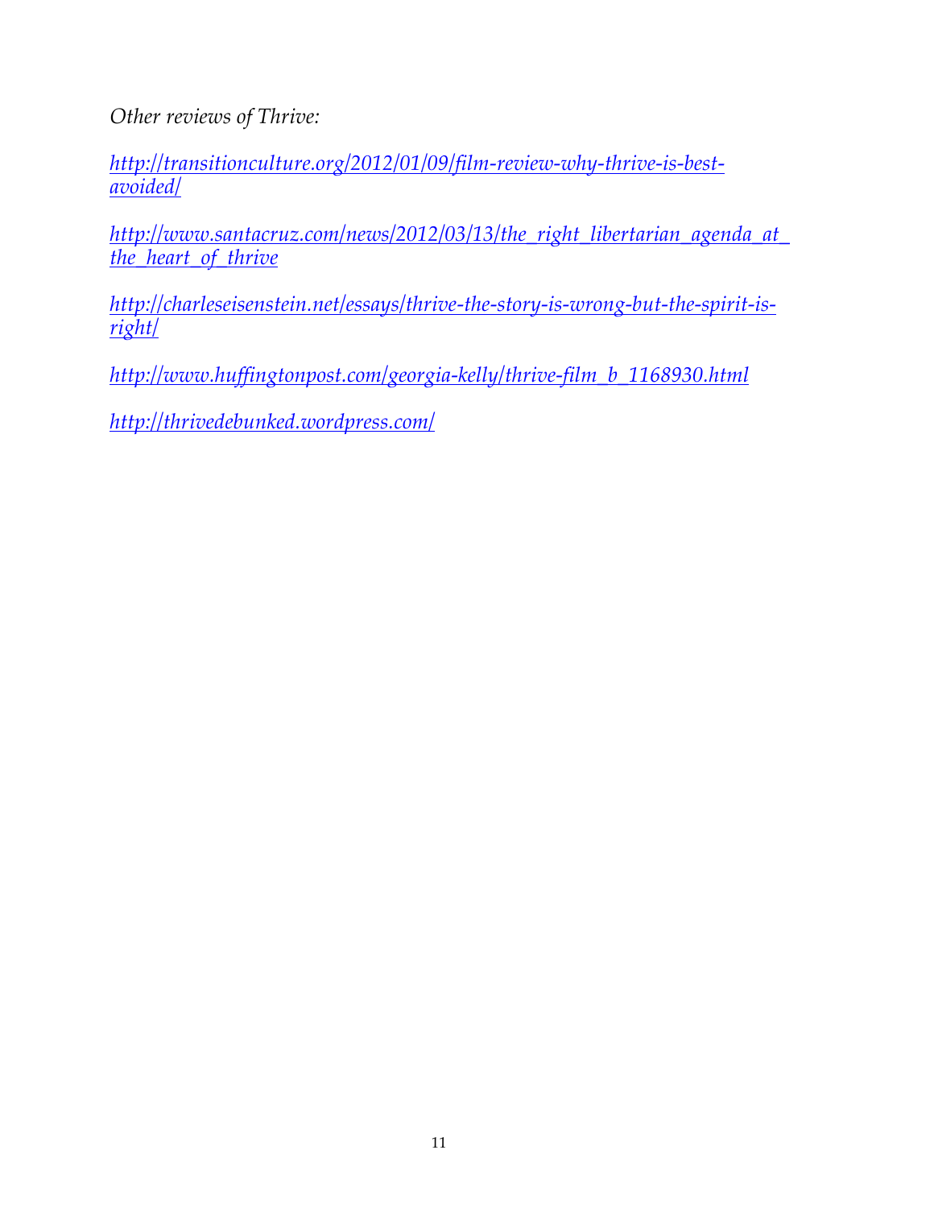*Other reviews of Thrive:*

*http://transitionculture.org/2012/01/09/film-review-why-thrive-is-best-avoided/*

*http://www.santacruz.com/news/2012/03/13/the_right_libertarian_agenda_at_the_heart_of_thrive*

*http://charleseisenstein.net/essays/thrive-the-story-is-wrong-but-the-spirit-is-right/*

*http://www.huffingtonpost.com/georgia-kelly/thrive-film_b_1168930.html*

*http://thrivedebunked.wordpress.com/*